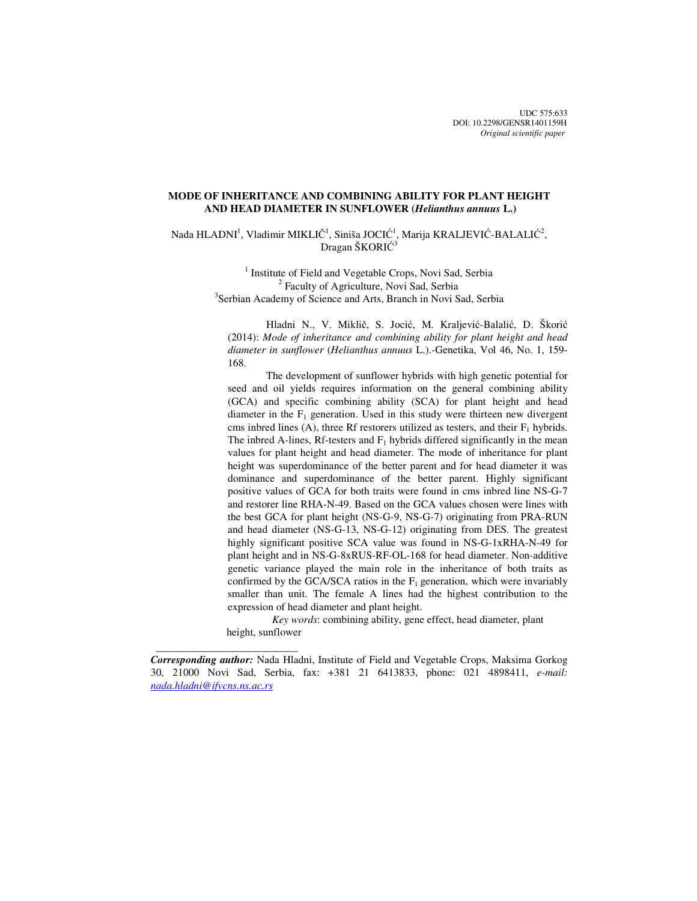UDC 575:633
DOI: 10.2298/GENSR1401159H
*Original scientific paper*

# MODE OF INHERITANCE AND COMBINING ABILITY FOR PLANT HEIGHT AND HEAD DIAMETER IN SUNFLOWER (*Helianthus annuus* L.)

Nada HLADNI[1], Vladimir MIKLIČ[1], Siniša JOCIĆ[1], Marija KRALJEVIĆ-BALALIĆ[2], Dragan ŠKORIĆ[3]

[1] Institute of Field and Vegetable Crops, Novi Sad, Serbia
[2] Faculty of Agriculture, Novi Sad, Serbia
[3] Serbian Academy of Science and Arts, Branch in Novi Sad, Serbia

Hladni N., V. Miklič, S. Jocić, M. Kraljević-Balalić, D. Škorić (2014): *Mode of inheritance and combining ability for plant height and head diameter in sunflower* (*Helianthus annuus* L.).-Genetika, Vol 46, No. 1, 159-168.

The development of sunflower hybrids with high genetic potential for seed and oil yields requires information on the general combining ability (GCA) and specific combining ability (SCA) for plant height and head diameter in the $F_1$ generation. Used in this study were thirteen new divergent cms inbred lines (A), three Rf restorers utilized as testers, and their $F_1$ hybrids. The inbred A-lines, Rf-testers and $F_1$ hybrids differed significantly in the mean values for plant height and head diameter. The mode of inheritance for plant height was superdominance of the better parent and for head diameter it was dominance and superdominance of the better parent. Highly significant positive values of GCA for both traits were found in cms inbred line NS-G-7 and restorer line RHA-N-49. Based on the GCA values chosen were lines with the best GCA for plant height (NS-G-9, NS-G-7) originating from PRA-RUN and head diameter (NS-G-13, NS-G-12) originating from DES. The greatest highly significant positive SCA value was found in NS-G-1xRHA-N-49 for plant height and in NS-G-8xRUS-RF-OL-168 for head diameter. Non-additive genetic variance played the main role in the inheritance of both traits as confirmed by the GCA/SCA ratios in the $F_1$ generation, which were invariably smaller than unit. The female A lines had the highest contribution to the expression of head diameter and plant height.

*Key words*: combining ability, gene effect, head diameter, plant height, sunflower

---

***Corresponding author:*** Nada Hladni, Institute of Field and Vegetable Crops, Maksima Gorkog 30, 21000 Novi Sad, Serbia, fax: +381 21 6413833, phone: 021 4898411, *e-mail:* nada.hladni@ifvcns.ns.ac.rs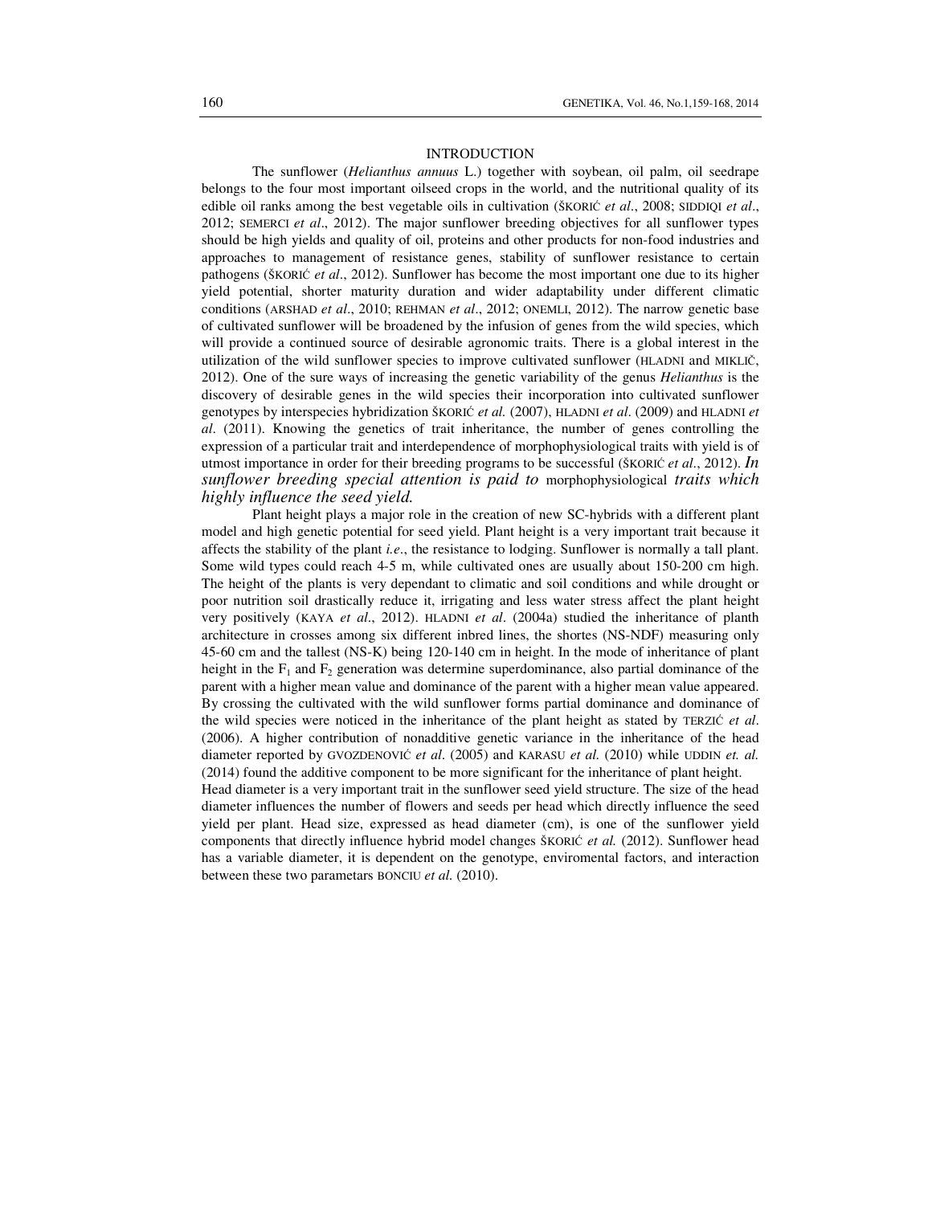## INTRODUCTION

The sunflower (*Helianthus annuus* L.) together with soybean, oil palm, oil seedrape belongs to the four most important oilseed crops in the world, and the nutritional quality of its edible oil ranks among the best vegetable oils in cultivation (ŠKORIĆ *et al*., 2008; SIDDIQI *et al*., 2012; SEMERCI *et al*., 2012). The major sunflower breeding objectives for all sunflower types should be high yields and quality of oil, proteins and other products for non-food industries and approaches to management of resistance genes, stability of sunflower resistance to certain pathogens (ŠKORIĆ *et al*., 2012). Sunflower has become the most important one due to its higher yield potential, shorter maturity duration and wider adaptability under different climatic conditions (ARSHAD *et al*., 2010; REHMAN *et al*., 2012; ONEMLI, 2012). The narrow genetic base of cultivated sunflower will be broadened by the infusion of genes from the wild species, which will provide a continued source of desirable agronomic traits. There is a global interest in the utilization of the wild sunflower species to improve cultivated sunflower (HLADNI and MIKLIČ, 2012). One of the sure ways of increasing the genetic variability of the genus *Helianthus* is the discovery of desirable genes in the wild species their incorporation into cultivated sunflower genotypes by interspecies hybridization ŠKORIĆ *et al.* (2007), HLADNI *et al*. (2009) and HLADNI *et al*. (2011). Knowing the genetics of trait inheritance, the number of genes controlling the expression of a particular trait and interdependence of morphophysiological traits with yield is of utmost importance in order for their breeding programs to be successful (ŠKORIĆ *et al*., 2012). *In sunflower breeding special attention is paid to* morphophysiological *traits which highly influence the seed yield.*

Plant height plays a major role in the creation of new SC-hybrids with a different plant model and high genetic potential for seed yield. Plant height is a very important trait because it affects the stability of the plant *i.e*., the resistance to lodging. Sunflower is normally a tall plant. Some wild types could reach 4-5 m, while cultivated ones are usually about 150-200 cm high. The height of the plants is very dependant to climatic and soil conditions and while drought or poor nutrition soil drastically reduce it, irrigating and less water stress affect the plant height very positively (KAYA *et al*., 2012). HLADNI *et al*. (2004a) studied the inheritance of planth architecture in crosses among six different inbred lines, the shortes (NS-NDF) measuring only 45-60 cm and the tallest (NS-K) being 120-140 cm in height. In the mode of inheritance of plant height in the $F_1$ and $F_2$ generation was determine superdominance, also partial dominance of the parent with a higher mean value and dominance of the parent with a higher mean value appeared. By crossing the cultivated with the wild sunflower forms partial dominance and dominance of the wild species were noticed in the inheritance of the plant height as stated by TERZIĆ *et al*. (2006). A higher contribution of nonadditive genetic variance in the inheritance of the head diameter reported by GVOZDENOVIĆ *et al*. (2005) and KARASU *et al.* (2010) while UDDIN *et. al.* (2014) found the additive component to be more significant for the inheritance of plant height.

Head diameter is a very important trait in the sunflower seed yield structure. The size of the head diameter influences the number of flowers and seeds per head which directly influence the seed yield per plant. Head size, expressed as head diameter (cm), is one of the sunflower yield components that directly influence hybrid model changes ŠKORIĆ *et al.* (2012). Sunflower head has a variable diameter, it is dependent on the genotype, enviromental factors, and interaction between these two parametars BONCIU *et al.* (2010).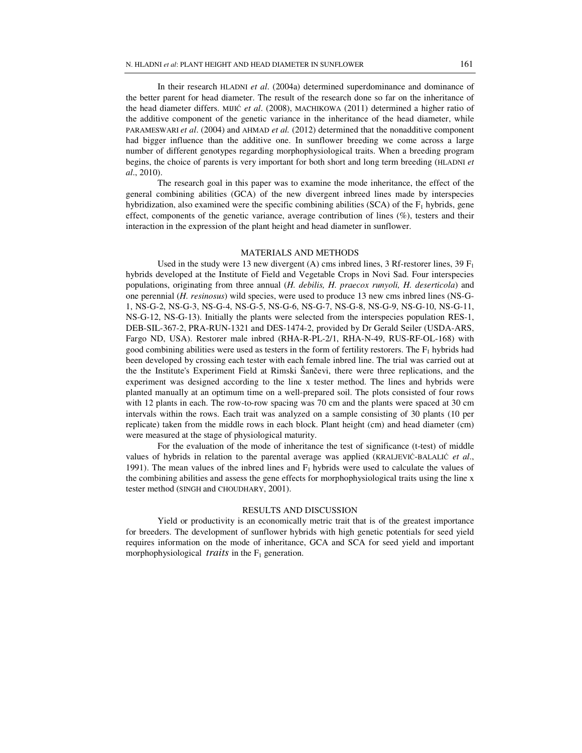In their research HLADNI *et al*. (2004a) determined superdominance and dominance of the better parent for head diameter. The result of the research done so far on the inheritance of the head diameter differs. MIJIĆ *et al*. (2008), MACHIKOWA (2011) determined a higher ratio of the additive component of the genetic variance in the inheritance of the head diameter, while PARAMESWARI *et al*. (2004) and AHMAD *et al.* (2012) determined that the nonadditive component had bigger influence than the additive one. In sunflower breeding we come across a large number of different genotypes regarding morphophysiological traits. When a breeding program begins, the choice of parents is very important for both short and long term breeding (HLADNI *et al*., 2010).

The research goal in this paper was to examine the mode inheritance, the effect of the general combining abilities (GCA) of the new divergent inbreed lines made by interspecies hybridization, also examined were the specific combining abilities (SCA) of the $F_1$ hybrids, gene effect, components of the genetic variance, average contribution of lines (%), testers and their interaction in the expression of the plant height and head diameter in sunflower.

## MATERIALS AND METHODS

Used in the study were 13 new divergent (A) cms inbred lines, 3 Rf-restorer lines, 39 $F_1$ hybrids developed at the Institute of Field and Vegetable Crops in Novi Sad. Four interspecies populations, originating from three annual (*H. debilis, H. praecox runyoli, H. deserticola*) and one perennial (*H. resinosus*) wild species, were used to produce 13 new cms inbred lines (NS-G-1, NS-G-2, NS-G-3, NS-G-4, NS-G-5, NS-G-6, NS-G-7, NS-G-8, NS-G-9, NS-G-10, NS-G-11, NS-G-12, NS-G-13). Initially the plants were selected from the interspecies population RES-1, DEB-SIL-367-2, PRA-RUN-1321 and DES-1474-2, provided by Dr Gerald Seiler (USDA-ARS, Fargo ND, USA). Restorer male inbred (RHA-R-PL-2/1, RHA-N-49, RUS-RF-OL-168) with good combining abilities were used as testers in the form of fertility restorers. The $F_1$ hybrids had been developed by crossing each tester with each female inbred line. The trial was carried out at the the Institute's Experiment Field at Rimski Šančevi, there were three replications, and the experiment was designed according to the line x tester method. The lines and hybrids were planted manually at an optimum time on a well-prepared soil. The plots consisted of four rows with 12 plants in each. The row-to-row spacing was 70 cm and the plants were spaced at 30 cm intervals within the rows. Each trait was analyzed on a sample consisting of 30 plants (10 per replicate) taken from the middle rows in each block. Plant height (cm) and head diameter (cm) were measured at the stage of physiological maturity.

For the evaluation of the mode of inheritance the test of significance (t-test) of middle values of hybrids in relation to the parental average was applied (KRALJEVIĆ-BALALIĆ *et al*., 1991). The mean values of the inbred lines and $F_1$ hybrids were used to calculate the values of the combining abilities and assess the gene effects for morphophysiological traits using the line x tester method (SINGH and CHOUDHARY, 2001).

## RESULTS AND DISCUSSION

Yield or productivity is an economically metric trait that is of the greatest importance for breeders. The development of sunflower hybrids with high genetic potentials for seed yield requires information on the mode of inheritance, GCA and SCA for seed yield and important morphophysiological *traits* in the $F_1$ generation.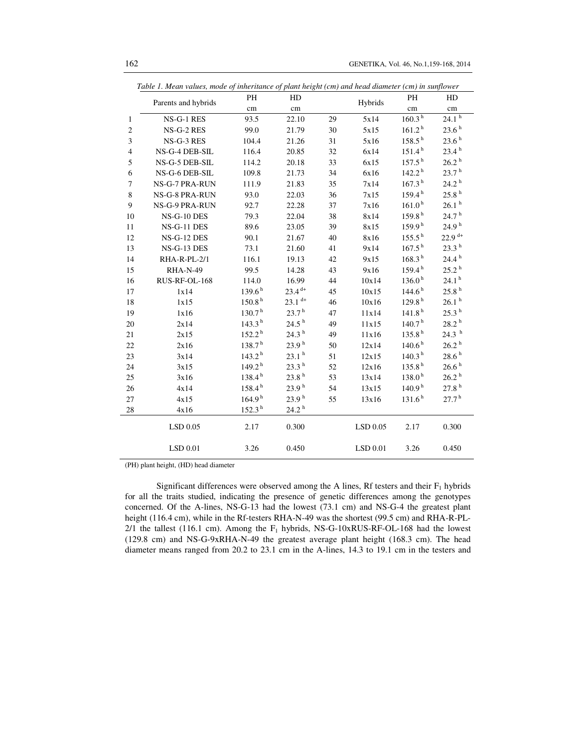*Table 1. Mean values, mode of inheritance of plant height (cm) and head diameter (cm) in sunflower*

| | Parents and hybrids | PH cm | HD cm | | Hybrids | PH cm | HD cm |
|---|---|---|---|---|---|---|---|
| 1 | NS-G-1 RES | 93.5 | 22.10 | 29 | 5x14 | 160.3$^{h}$ | 24.1$^{h}$ |
| 2 | NS-G-2 RES | 99.0 | 21.79 | 30 | 5x15 | 161.2$^{h}$ | 23.6$^{h}$ |
| 3 | NS-G-3 RES | 104.4 | 21.26 | 31 | 5x16 | 158.5$^{h}$ | 23.6$^{h}$ |
| 4 | NS-G-4 DEB-SIL | 116.4 | 20.85 | 32 | 6x14 | 151.4$^{h}$ | 23.4$^{h}$ |
| 5 | NS-G-5 DEB-SIL | 114.2 | 20.18 | 33 | 6x15 | 157.5$^{h}$ | 26.2$^{h}$ |
| 6 | NS-G-6 DEB-SIL | 109.8 | 21.73 | 34 | 6x16 | 142.2$^{h}$ | 23.7$^{h}$ |
| 7 | NS-G-7 PRA-RUN | 111.9 | 21.83 | 35 | 7x14 | 167.3$^{h}$ | 24.2$^{h}$ |
| 8 | NS-G-8 PRA-RUN | 93.0 | 22.03 | 36 | 7x15 | 159.4$^{h}$ | 25.8$^{h}$ |
| 9 | NS-G-9 PRA-RUN | 92.7 | 22.28 | 37 | 7x16 | 161.0$^{h}$ | 26.1$^{h}$ |
| 10 | NS-G-10 DES | 79.3 | 22.04 | 38 | 8x14 | 159.8$^{h}$ | 24.7$^{h}$ |
| 11 | NS-G-11 DES | 89.6 | 23.05 | 39 | 8x15 | 159.9$^{h}$ | 24.9$^{h}$ |
| 12 | NS-G-12 DES | 90.1 | 21.67 | 40 | 8x16 | 155.5$^{h}$ | 22.9$^{d+}$ |
| 13 | NS-G-13 DES | 73.1 | 21.60 | 41 | 9x14 | 167.5$^{h}$ | 23.3$^{h}$ |
| 14 | RHA-R-PL-2/1 | 116.1 | 19.13 | 42 | 9x15 | 168.3$^{h}$ | 24.4$^{h}$ |
| 15 | RHA-N-49 | 99.5 | 14.28 | 43 | 9x16 | 159.4$^{h}$ | 25.2$^{h}$ |
| 16 | RUS-RF-OL-168 | 114.0 | 16.99 | 44 | 10x14 | 136.0$^{h}$ | 24.1$^{h}$ |
| 17 | 1x14 | 139.6$^{h}$ | 23.4$^{d+}$ | 45 | 10x15 | 144.6$^{h}$ | 25.8$^{h}$ |
| 18 | 1x15 | 150.8$^{h}$ | 23.1$^{d+}$ | 46 | 10x16 | 129.8$^{h}$ | 26.1$^{h}$ |
| 19 | 1x16 | 130.7$^{h}$ | 23.7$^{h}$ | 47 | 11x14 | 141.8$^{h}$ | 25.3$^{h}$ |
| 20 | 2x14 | 143.3$^{h}$ | 24.5$^{h}$ | 49 | 11x15 | 140.7$^{h}$ | 28.2$^{h}$ |
| 21 | 2x15 | 152.2$^{h}$ | 24.3$^{h}$ | 49 | 11x16 | 135.8$^{h}$ | 24.3$^{h}$ |
| 22 | 2x16 | 138.7$^{h}$ | 23.9$^{h}$ | 50 | 12x14 | 140.6$^{h}$ | 26.2$^{h}$ |
| 23 | 3x14 | 143.2$^{h}$ | 23.1$^{h}$ | 51 | 12x15 | 140.3$^{h}$ | 28.6$^{h}$ |
| 24 | 3x15 | 149.2$^{h}$ | 23.3$^{h}$ | 52 | 12x16 | 135.8$^{h}$ | 26.6$^{h}$ |
| 25 | 3x16 | 138.4$^{h}$ | 23.8$^{h}$ | 53 | 13x14 | 138.0$^{h}$ | 26.2$^{h}$ |
| 26 | 4x14 | 158.4$^{h}$ | 23.9$^{h}$ | 54 | 13x15 | 140.9$^{h}$ | 27.8$^{h}$ |
| 27 | 4x15 | 164.9$^{h}$ | 23.9$^{h}$ | 55 | 13x16 | 131.6$^{h}$ | 27.7$^{h}$ |
| 28 | 4x16 | 152.3$^{h}$ | 24.2$^{h}$ | | | | |
| | LSD 0.05 | 2.17 | 0.300 | | LSD 0.05 | 2.17 | 0.300 |
| | LSD 0.01 | 3.26 | 0.450 | | LSD 0.01 | 3.26 | 0.450 |

(PH) plant height, (HD) head diameter

Significant differences were observed among the A lines, Rf testers and their $F_1$ hybrids for all the traits studied, indicating the presence of genetic differences among the genotypes concerned. Of the A-lines, NS-G-13 had the lowest (73.1 cm) and NS-G-4 the greatest plant height (116.4 cm), while in the Rf-testers RHA-N-49 was the shortest (99.5 cm) and RHA-R-PL-2/1 the tallest (116.1 cm). Among the $F_1$ hybrids, NS-G-10xRUS-RF-OL-168 had the lowest (129.8 cm) and NS-G-9xRHA-N-49 the greatest average plant height (168.3 cm). The head diameter means ranged from 20.2 to 23.1 cm in the A-lines, 14.3 to 19.1 cm in the testers and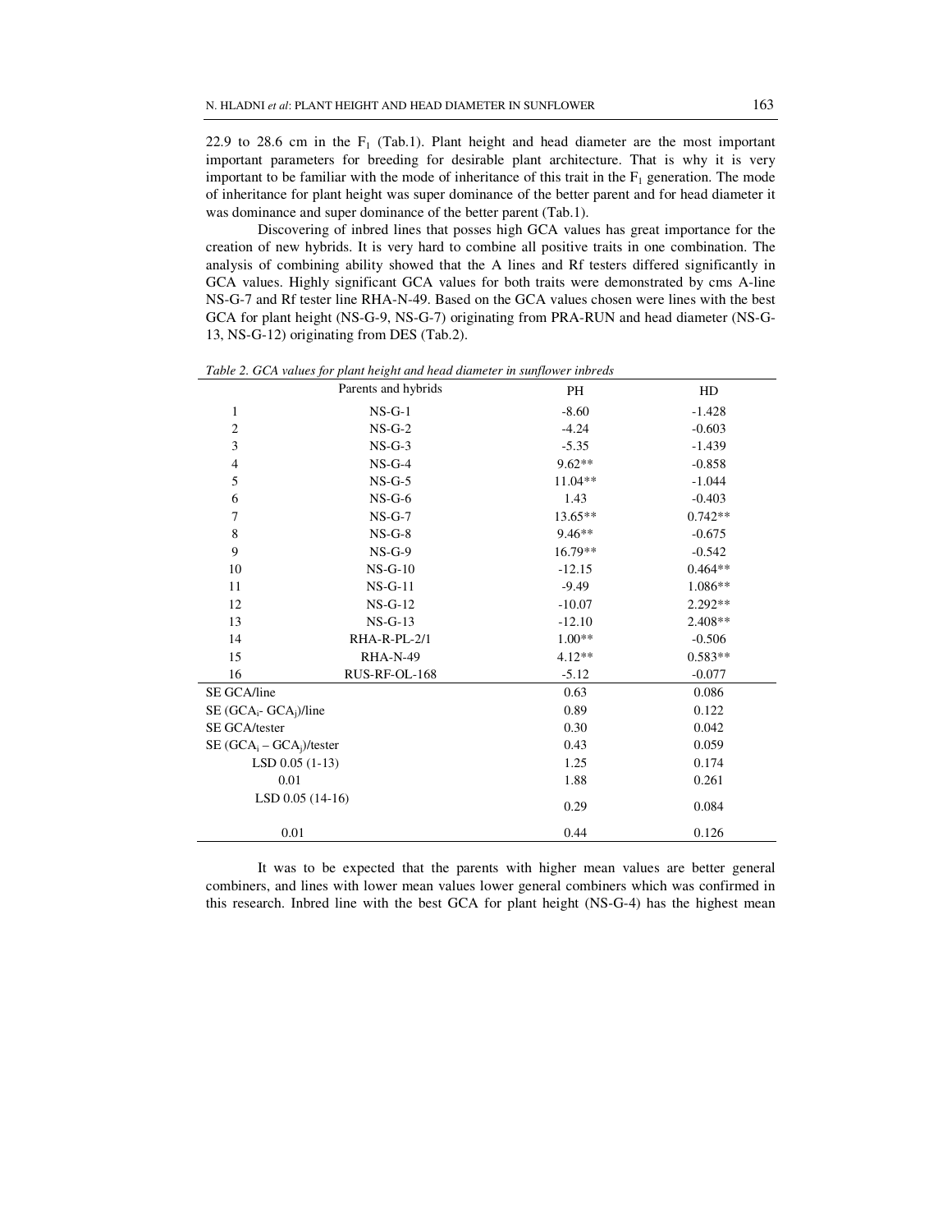22.9 to 28.6 cm in the $F_1$ (Tab.1). Plant height and head diameter are the most important important parameters for breeding for desirable plant architecture. That is why it is very important to be familiar with the mode of inheritance of this trait in the $F_1$ generation. The mode of inheritance for plant height was super dominance of the better parent and for head diameter it was dominance and super dominance of the better parent (Tab.1).

Discovering of inbred lines that posses high GCA values has great importance for the creation of new hybrids. It is very hard to combine all positive traits in one combination. The analysis of combining ability showed that the A lines and Rf testers differed significantly in GCA values. Highly significant GCA values for both traits were demonstrated by cms A-line NS-G-7 and Rf tester line RHA-N-49. Based on the GCA values chosen were lines with the best GCA for plant height (NS-G-9, NS-G-7) originating from PRA-RUN and head diameter (NS-G-13, NS-G-12) originating from DES (Tab.2).

*Table 2. GCA values for plant height and head diameter in sunflower inbreds*

| | Parents and hybrids | PH | HD |
|---|---|---|---|
| 1 | NS-G-1 | -8.60 | -1.428 |
| 2 | NS-G-2 | -4.24 | -0.603 |
| 3 | NS-G-3 | -5.35 | -1.439 |
| 4 | NS-G-4 | 9.62** | -0.858 |
| 5 | NS-G-5 | 11.04** | -1.044 |
| 6 | NS-G-6 | 1.43 | -0.403 |
| 7 | NS-G-7 | 13.65** | 0.742** |
| 8 | NS-G-8 | 9.46** | -0.675 |
| 9 | NS-G-9 | 16.79** | -0.542 |
| 10 | NS-G-10 | -12.15 | 0.464** |
| 11 | NS-G-11 | -9.49 | 1.086** |
| 12 | NS-G-12 | -10.07 | 2.292** |
| 13 | NS-G-13 | -12.10 | 2.408** |
| 14 | RHA-R-PL-2/1 | 1.00** | -0.506 |
| 15 | RHA-N-49 | 4.12** | 0.583** |
| 16 | RUS-RF-OL-168 | -5.12 | -0.077 |
| SE GCA/line | | 0.63 | 0.086 |
| SE ($GCA_i$- $GCA_j$)/line | | 0.89 | 0.122 |
| SE GCA/tester | | 0.30 | 0.042 |
| SE ($GCA_i$ – $GCA_j$)/tester | | 0.43 | 0.059 |
| LSD 0.05 (1-13) | | 1.25 | 0.174 |
| 0.01 | | 1.88 | 0.261 |
| LSD 0.05 (14-16) | | 0.29 | 0.084 |
| 0.01 | | 0.44 | 0.126 |

It was to be expected that the parents with higher mean values are better general combiners, and lines with lower mean values lower general combiners which was confirmed in this research. Inbred line with the best GCA for plant height (NS-G-4) has the highest mean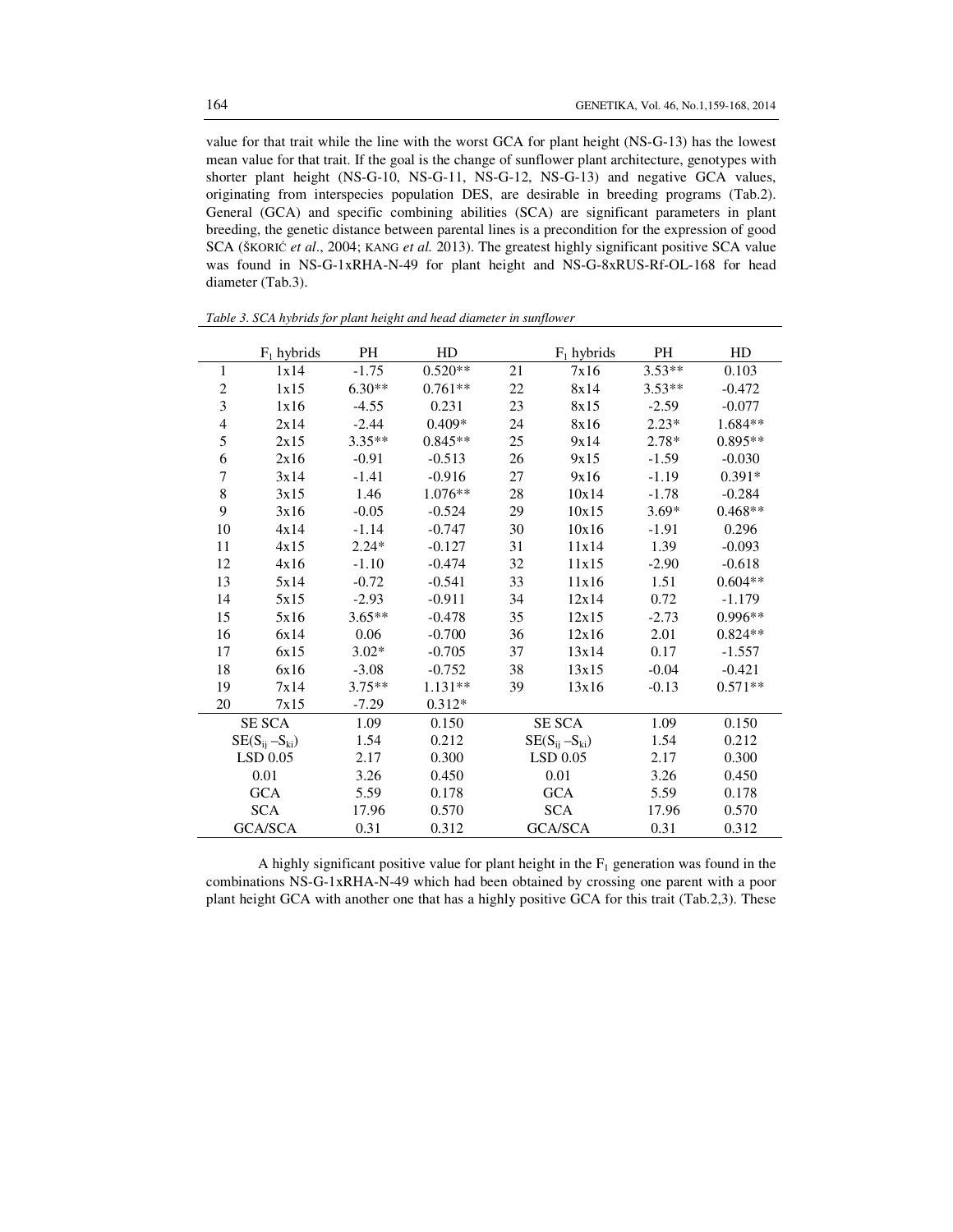value for that trait while the line with the worst GCA for plant height (NS-G-13) has the lowest mean value for that trait. If the goal is the change of sunflower plant architecture, genotypes with shorter plant height (NS-G-10, NS-G-11, NS-G-12, NS-G-13) and negative GCA values, originating from interspecies population DES, are desirable in breeding programs (Tab.2). General (GCA) and specific combining abilities (SCA) are significant parameters in plant breeding, the genetic distance between parental lines is a precondition for the expression of good SCA (ŠKORIĆ *et al*., 2004; KANG *et al.* 2013). The greatest highly significant positive SCA value was found in NS-G-1xRHA-N-49 for plant height and NS-G-8xRUS-Rf-OL-168 for head diameter (Tab.3).

*Table 3. SCA hybrids for plant height and head diameter in sunflower*

| | $F_1$ hybrids | PH | HD | | $F_1$ hybrids | PH | HD |
|---|---|---|---|---|---|---|---|
| 1 | 1x14 | -1.75 | 0.520** | 21 | 7x16 | 3.53** | 0.103 |
| 2 | 1x15 | 6.30** | 0.761** | 22 | 8x14 | 3.53** | -0.472 |
| 3 | 1x16 | -4.55 | 0.231 | 23 | 8x15 | -2.59 | -0.077 |
| 4 | 2x14 | -2.44 | 0.409* | 24 | 8x16 | 2.23* | 1.684** |
| 5 | 2x15 | 3.35** | 0.845** | 25 | 9x14 | 2.78* | 0.895** |
| 6 | 2x16 | -0.91 | -0.513 | 26 | 9x15 | -1.59 | -0.030 |
| 7 | 3x14 | -1.41 | -0.916 | 27 | 9x16 | -1.19 | 0.391* |
| 8 | 3x15 | 1.46 | 1.076** | 28 | 10x14 | -1.78 | -0.284 |
| 9 | 3x16 | -0.05 | -0.524 | 29 | 10x15 | 3.69* | 0.468** |
| 10 | 4x14 | -1.14 | -0.747 | 30 | 10x16 | -1.91 | 0.296 |
| 11 | 4x15 | 2.24* | -0.127 | 31 | 11x14 | 1.39 | -0.093 |
| 12 | 4x16 | -1.10 | -0.474 | 32 | 11x15 | -2.90 | -0.618 |
| 13 | 5x14 | -0.72 | -0.541 | 33 | 11x16 | 1.51 | 0.604** |
| 14 | 5x15 | -2.93 | -0.911 | 34 | 12x14 | 0.72 | -1.179 |
| 15 | 5x16 | 3.65** | -0.478 | 35 | 12x15 | -2.73 | 0.996** |
| 16 | 6x14 | 0.06 | -0.700 | 36 | 12x16 | 2.01 | 0.824** |
| 17 | 6x15 | 3.02* | -0.705 | 37 | 13x14 | 0.17 | -1.557 |
| 18 | 6x16 | -3.08 | -0.752 | 38 | 13x15 | -0.04 | -0.421 |
| 19 | 7x14 | 3.75** | 1.131** | 39 | 13x16 | -0.13 | 0.571** |
| 20 | 7x15 | -7.29 | 0.312* | | | | |
| SE SCA | | 1.09 | 0.150 | SE SCA | | 1.09 | 0.150 |
| $SE(S_{ij} - S_{ki})$ | | 1.54 | 0.212 | $SE(S_{ij} - S_{ki})$ | | 1.54 | 0.212 |
| LSD 0.05 | | 2.17 | 0.300 | LSD 0.05 | | 2.17 | 0.300 |
| 0.01 | | 3.26 | 0.450 | 0.01 | | 3.26 | 0.450 |
| GCA | | 5.59 | 0.178 | GCA | | 5.59 | 0.178 |
| SCA | | 17.96 | 0.570 | SCA | | 17.96 | 0.570 |
| GCA/SCA | | 0.31 | 0.312 | GCA/SCA | | 0.31 | 0.312 |

A highly significant positive value for plant height in the $F_1$ generation was found in the combinations NS-G-1xRHA-N-49 which had been obtained by crossing one parent with a poor plant height GCA with another one that has a highly positive GCA for this trait (Tab.2,3). These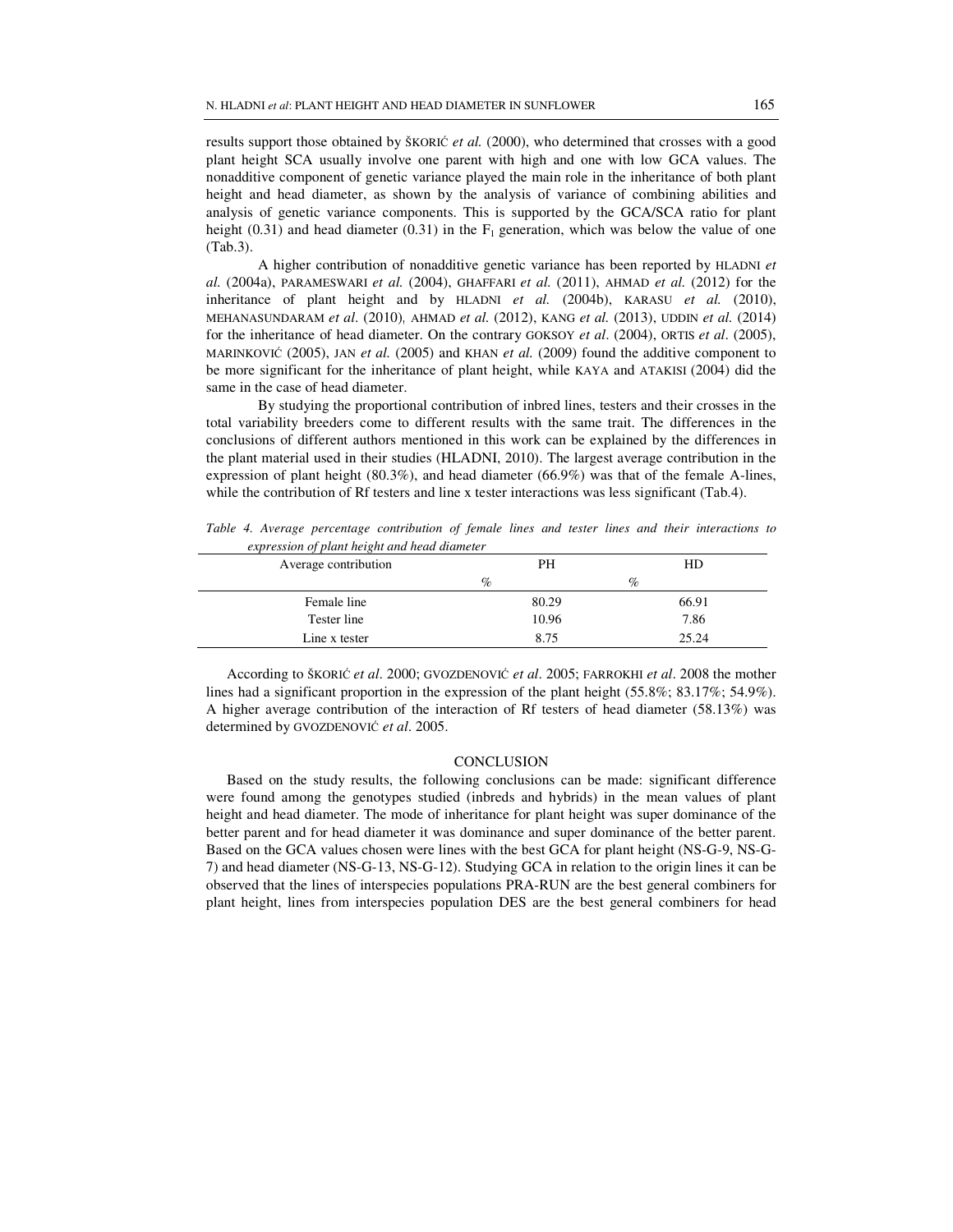results support those obtained by ŠKORIĆ *et al.* (2000), who determined that crosses with a good plant height SCA usually involve one parent with high and one with low GCA values. The nonadditive component of genetic variance played the main role in the inheritance of both plant height and head diameter, as shown by the analysis of variance of combining abilities and analysis of genetic variance components. This is supported by the GCA/SCA ratio for plant height (0.31) and head diameter (0.31) in the $F_1$ generation, which was below the value of one (Tab.3).

A higher contribution of nonadditive genetic variance has been reported by HLADNI *et al.* (2004a), PARAMESWARI *et al.* (2004), GHAFFARI *et al.* (2011), AHMAD *et al.* (2012) for the inheritance of plant height and by HLADNI *et al.* (2004b), KARASU *et al.* (2010), MEHANASUNDARAM *et al*. (2010), AHMAD *et al.* (2012), KANG *et al.* (2013), UDDIN *et al.* (2014) for the inheritance of head diameter. On the contrary GOKSOY *et al*. (2004), ORTIS *et al*. (2005), MARINKOVIĆ (2005), JAN *et al.* (2005) and KHAN *et al.* (2009) found the additive component to be more significant for the inheritance of plant height, while KAYA and ATAKISI (2004) did the same in the case of head diameter.

By studying the proportional contribution of inbred lines, testers and their crosses in the total variability breeders come to different results with the same trait. The differences in the conclusions of different authors mentioned in this work can be explained by the differences in the plant material used in their studies (HLADNI, 2010). The largest average contribution in the expression of plant height (80.3%), and head diameter (66.9%) was that of the female A-lines, while the contribution of Rf testers and line x tester interactions was less significant (Tab.4).

*Table 4. Average percentage contribution of female lines and tester lines and their interactions to expression of plant height and head diameter*

| Average contribution | PH | HD |
|---|---|---|
| | % | % |
| Female line | 80.29 | 66.91 |
| Tester line | 10.96 | 7.86 |
| Line x tester | 8.75 | 25.24 |

According to ŠKORIĆ *et al*. 2000; GVOZDENOVIĆ *et al*. 2005; FARROKHI *et al*. 2008 the mother lines had a significant proportion in the expression of the plant height (55.8%; 83.17%; 54.9%). A higher average contribution of the interaction of Rf testers of head diameter (58.13%) was determined by GVOZDENOVIĆ *et al*. 2005.

## CONCLUSION

Based on the study results, the following conclusions can be made: significant difference were found among the genotypes studied (inbreds and hybrids) in the mean values of plant height and head diameter. The mode of inheritance for plant height was super dominance of the better parent and for head diameter it was dominance and super dominance of the better parent. Based on the GCA values chosen were lines with the best GCA for plant height (NS-G-9, NS-G-7) and head diameter (NS-G-13, NS-G-12). Studying GCA in relation to the origin lines it can be observed that the lines of interspecies populations PRA-RUN are the best general combiners for plant height, lines from interspecies population DES are the best general combiners for head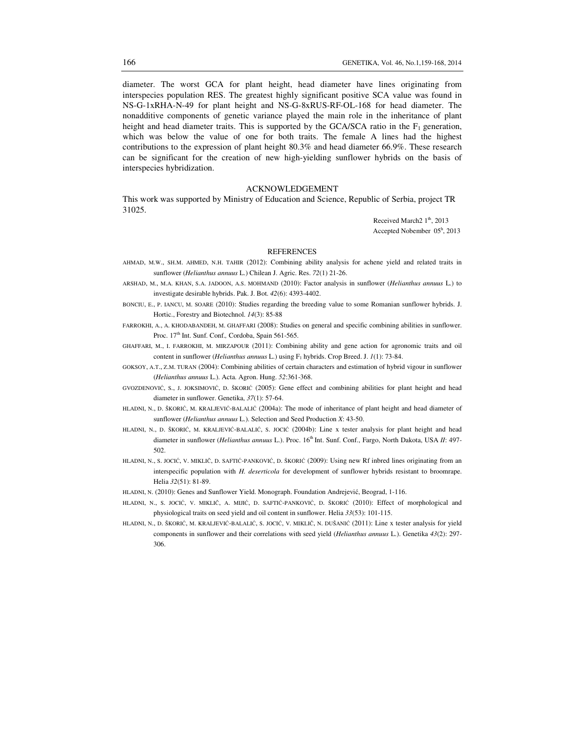diameter. The worst GCA for plant height, head diameter have lines originating from interspecies population RES. The greatest highly significant positive SCA value was found in NS-G-1xRHA-N-49 for plant height and NS-G-8xRUS-RF-OL-168 for head diameter. The nonadditive components of genetic variance played the main role in the inheritance of plant height and head diameter traits. This is supported by the GCA/SCA ratio in the $F_1$ generation, which was below the value of one for both traits. The female A lines had the highest contributions to the expression of plant height 80.3% and head diameter 66.9%. These research can be significant for the creation of new high-yielding sunflower hybrids on the basis of interspecies hybridization.

## ACKNOWLEDGEMENT

This work was supported by Ministry of Education and Science, Republic of Serbia, project TR 31025.

Received March2 1th, 2013
Accepted Nobember 05h, 2013

## REFERENCES

AHMAD, M.W., SH.M. AHMED, N.H. TAHIR (2012): Combining ability analysis for achene yield and related traits in sunflower (*Helianthus annuus* L.) Chilean J. Agric. Res. *72*(1) 21-26.

ARSHAD, M., M.A. KHAN, S.A. JADOON, A.S. MOHMAND (2010): Factor analysis in sunflower (*Helianthus annuus* L.) to investigate desirable hybrids. Pak. J. Bot. *42*(6): 4393-4402.

BONCIU, E., P. IANCU, M. SOARE (2010): Studies regarding the breeding value to some Romanian sunflower hybrids. J. Hortic., Forestry and Biotechnol. *14*(3): 85-88

FARROKHI, A., A. KHODABANDEH, M. GHAFFARI (2008): Studies on general and specific combining abilities in sunflower. Proc. 17th Int. Sunf. Conf., Cordoba, Spain 561-565.

GHAFFARI, M., I. FARROKHI, M. MIRZAPOUR (2011): Combining ability and gene action for agronomic traits and oil content in sunflower (*Helianthus annuus* L.) using $F_1$ hybrids. Crop Breed. J. *1*(1): 73-84.

GOKSOY, A.T., Z.M. TURAN (2004): Combining abilities of certain characters and estimation of hybrid vigour in sunflower (*Helianthus annuus* L.). Acta. Agron. Hung. *52*:361-368.

GVOZDENOVIĆ, S., J. JOKSIMOVIĆ, D. ŠKORIĆ (2005): Gene effect and combining abilities for plant height and head diameter in sunflower. Genetika, *37*(1): 57-64.

HLADNI, N., D. ŠKORIĆ, M. KRALJEVIĆ-BALALIĆ (2004a): The mode of inheritance of plant height and head diameter of sunflower (*Helianthus annuus* L.). Selection and Seed Production *X*: 43-50.

HLADNI, N., D. ŠKORIĆ, M. KRALJEVIĆ-BALALIĆ, S. JOCIĆ (2004b): Line x tester analysis for plant height and head diameter in sunflower (*Helianthus annuus* L.). Proc. 16th Int. Sunf. Conf., Fargo, North Dakota, USA *II*: 497-502.

HLADNI, N., S. JOCIĆ, V. MIKLIČ, D. SAFTIĆ-PANKOVIĆ, D. ŠKORIĆ (2009): Using new Rf inbred lines originating from an interspecific population with *H. deserticola* for development of sunflower hybrids resistant to broomrape. Helia *32*(51): 81-89.

HLADNI, N. (2010): Genes and Sunflower Yield. Monograph. Foundation Andrejević, Beograd, 1-116.

HLADNI, N., S. JOCIĆ, V. MIKLIČ, A. MIJIĆ, D. SAFTIĆ-PANKOVIĆ, D. ŠKORIĆ (2010): Effect of morphological and physiological traits on seed yield and oil content in sunflower. Helia *33*(53): 101-115.

HLADNI, N., D. ŠKORIĆ, M. KRALJEVIĆ-BALALIĆ, S. JOCIĆ, V. MIKLIČ, N. DUŠANIĆ (2011): Line x tester analysis for yield components in sunflower and their correlations with seed yield (*Helianthus annuus* L.). Genetika *43*(2): 297-306.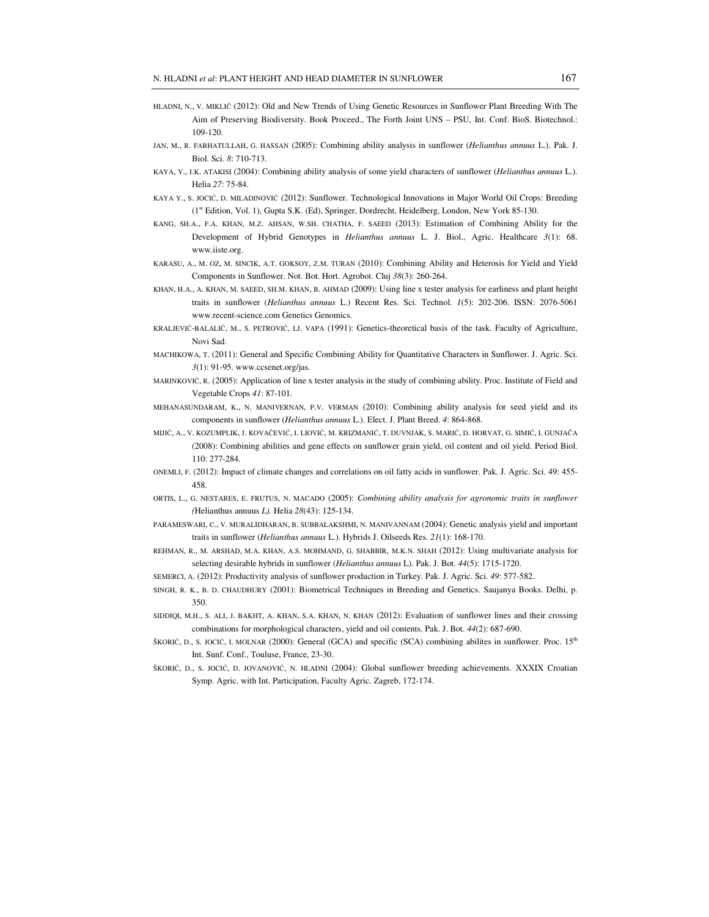HLADNI, N., V. MIKLIČ (2012): Old and New Trends of Using Genetic Resources in Sunflower Plant Breeding With The Aim of Preserving Biodiversity. Book Proceed., The Forth Joint UNS – PSU, Int. Conf. BioS. Biotechnol.: 109-120.

JAN, M., R. FARHATULLAH, G. HASSAN (2005): Combining ability analysis in sunflower (*Helianthus annuus* L.). Pak. J. Biol. Sci. *8*: 710-713.

KAYA, Y., I.K. ATAKISI (2004): Combining ability analysis of some yield characters of sunflower (*Helianthus annuus* L.). Helia *27*: 75-84.

KAYA Y., S. JOCIĆ, D. MILADINOVIĆ (2012): Sunflower. Technological Innovations in Major World Oil Crops: Breeding (1st Edition, Vol. 1), Gupta S.K. (Ed), Springer, Dordrecht, Heidelberg, London, New York 85-130.

KANG, SH.A., F.A. KHAN, M.Z. AHSAN, W.SH. CHATHA, F. SAEED (2013): Estimation of Combining Ability for the Development of Hybrid Genotypes in *Helianthus annuus* L. J. Biol., Agric. Healthcare *3*(1): 68. www.iiste.org.

KARASU, A., M. OZ, M. SINCIK, A.T. GOKSOY, Z.M. TURAN (2010): Combining Ability and Heterosis for Yield and Yield Components in Sunflower. Not. Bot. Hort. Agrobot. Cluj *38*(3): 260-264.

KHAN, H.A., A. KHAN, M. SAEED, SH.M. KHAN, B. AHMAD (2009): Using line x tester analysis for earliness and plant height traits in sunflower (*Helianthus annuus* L.) Recent Res. Sci. Technol. *1*(5): 202-206. ISSN: 2076-5061 www.recent-science.com Genetics Genomics.

KRALJEVIĆ-BALALIĆ, M., S. PETROVIĆ, LJ. VAPA (1991): Genetics-theoretical basis of the task. Faculty of Agriculture, Novi Sad.

MACHIKOWA, T. (2011): General and Specific Combining Ability for Quantitative Characters in Sunflower. J. Agric. Sci. *3*(1): 91-95. www.ccsenet.org/jas.

MARINKOVIĆ, R. (2005): Application of line x tester analysis in the study of combining ability. Proc. Institute of Field and Vegetable Crops *41*: 87-101.

MEHANASUNDARAM, K., N. MANIVERNAN, P.V. VERMAN (2010): Combining ability analysis for seed yield and its components in sunflower (*Helianthus annuus* L.). Elect. J. Plant Breed. *4*: 864-868.

MIJIĆ, A., V. KOZUMPLIK, J. KOVAČEVIĆ, I. LIOVIĆ, M. KRIZMANIĆ, T. DUVNJAK, S. MARIĆ, D. HORVAT, G. SIMIĆ, I. GUNJAČA (2008): Combining abilities and gene effects on sunflower grain yield, oil content and oil yield. Period Biol. 110: 277-284.

ONEMLI, F. (2012): Impact of climate changes and correlations on oil fatty acids in sunflower. Pak. J. Agric. Sci. 49: 455-458.

ORTIS, L., G. NESTARES, E. FRUTUS, N. MACADO (2005): *Combining ability analysis for agronomic traits in sunflower (*Helianthus annuus *L).* Helia *28*(43): 125-134.

PARAMESWARI, C., V. MURALIDHARAN, B. SUBBALAKSHMI, N. MANIVANNAM (2004): Genetic analysis yield and important traits in sunflower (*Helianthus annuus* L.). Hybrids J. Oilseeds Res. *21*(1): 168-170.

REHMAN, R., M. ARSHAD, M.A. KHAN, A.S. MOHMAND, G. SHABBIR, M.K.N. SHAH (2012): Using multivariate analysis for selecting desirable hybrids in sunflower (*Helianthus annuus* L). Pak. J. Bot. *44*(5): 1715-1720.

SEMERCI, A. (2012): Productivity analysis of sunflower production in Turkey. Pak. J. Agric. Sci. *49*: 577-582.

SINGH, R. K., B. D. CHAUDHURY (2001): Biometrical Techniques in Breeding and Genetics. Saujanya Books. Delhi, p. 350.

SIDDIQI, M.H., S. ALI, J. BAKHT, A. KHAN, S.A. KHAN, N. KHAN (2012): Evaluation of sunflower lines and their crossing combinations for morphological characters, yield and oil contents. Pak. J. Bot. *44*(2): 687-690.

ŠKORIĆ, D., S. JOCIĆ, I. MOLNAR (2000): General (GCA) and specific (SCA) combining abilites in sunflower. Proc. 15th Int. Sunf. Conf., Touluse, France, 23-30.

ŠKORIĆ, D., S. JOCIĆ, D. JOVANOVIĆ, N. HLADNI (2004): Global sunflower breeding achievements. XXXIX Croatian Symp. Agric. with Int. Participation, Faculty Agric. Zagreb, 172-174.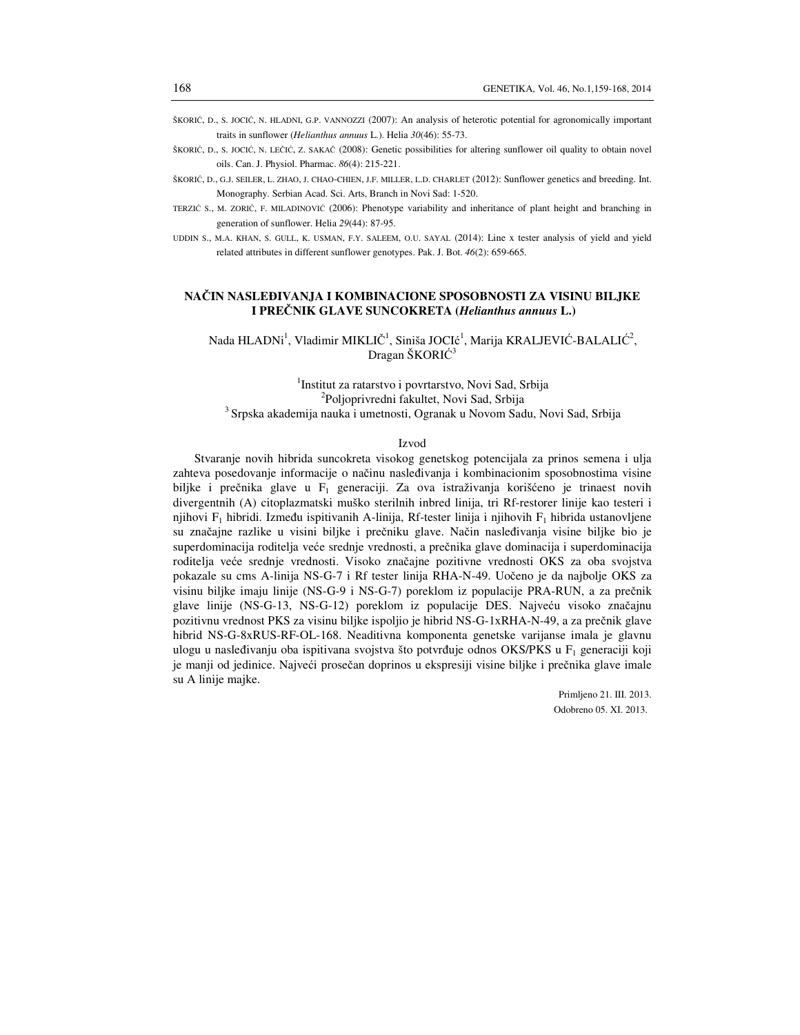ŠKORIĆ, D., S. JOCIĆ, N. HLADNI, G.P. VANNOZZI (2007): An analysis of heterotic potential for agronomically important traits in sunflower (*Helianthus annuus* L.). Helia *30*(46): 55-73.

ŠKORIĆ, D., S. JOCIĆ, N. LEČIĆ, Z. SAKAČ (2008): Genetic possibilities for altering sunflower oil quality to obtain novel oils. Can. J. Physiol. Pharmac. *86*(4): 215-221.

ŠKORIĆ, D., G.J. SEILER, L. ZHAO, J. CHAO-CHIEN, J.F. MILLER, L.D. CHARLET (2012): Sunflower genetics and breeding. Int. Monography. Serbian Acad. Sci. Arts, Branch in Novi Sad: 1-520.

TERZIĆ S., M. ZORIĆ, F. MILADINOVIĆ (2006): Phenotype variability and inheritance of plant height and branching in generation of sunflower. Helia *29*(44): 87-95.

UDDIN S., M.A. KHAN, S. GULL, K. USMAN, F.Y. SALEEM, O.U. SAYAL (2014): Line x tester analysis of yield and yield related attributes in different sunflower genotypes. Pak. J. Bot. *46*(2): 659-665.

## NAČIN NASLEĐIVANJA I KOMBINACIONE SPOSOBNOSTI ZA VISINU BILJKE I PREČNIK GLAVE SUNCOKRETA (*Helianthus annuus* L.)

Nada HLADNi[1], Vladimir MIKLIČ[1], Siniša JOCIć[1], Marija KRALJEVIĆ-BALALIĆ[2], Dragan ŠKORIĆ[3]

[1]Institut za ratarstvo i povrtarstvo, Novi Sad, Srbija
[2]Poljoprivredni fakultet, Novi Sad, Srbija
[3] Srpska akademija nauka i umetnosti, Ogranak u Novom Sadu, Novi Sad, Srbija

### Izvod

Stvaranje novih hibrida suncokreta visokog genetskog potencijala za prinos semena i ulja zahteva posedovanje informacije o načinu nasleđivanja i kombinacionim sposobnostima visine biljke i prečnika glave u $F_1$ generaciji. Za ova istraživanja korišćeno je trinaest novih divergentnih (A) citoplazmatski muško sterilnih inbred linija, tri Rf-restorer linije kao testeri i njihovi $F_1$ hibridi. Između ispitivanih A-linija, Rf-tester linija i njihovih $F_1$ hibrida ustanovljene su značajne razlike u visini biljke i prečniku glave. Način nasleđivanja visine biljke bio je superdominacija roditelja veće srednje vrednosti, a prečnika glave dominacija i superdominacija roditelja veće srednje vrednosti. Visoko značajne pozitivne vrednosti OKS za oba svojstva pokazale su cms A-linija NS-G-7 i Rf tester linija RHA-N-49. Uočeno je da najbolje OKS za visinu biljke imaju linije (NS-G-9 i NS-G-7) poreklom iz populacije PRA-RUN, a za prečnik glave linije (NS-G-13, NS-G-12) poreklom iz populacije DES. Najveću visoko značajnu pozitivnu vrednost PKS za visinu biljke ispoljio je hibrid NS-G-1xRHA-N-49, a za prečnik glave hibrid NS-G-8xRUS-RF-OL-168. Neaditivna komponenta genetske varijanse imala je glavnu ulogu u nasleđivanju oba ispitivana svojstva što potvrđuje odnos OKS/PKS u $F_1$ generaciji koji je manji od jedinice. Najveći prosečan doprinos u ekspresiji visine biljke i prečnika glave imale su A linije majke.

Primljeno 21. III. 2013.
Odobreno 05. XI. 2013.